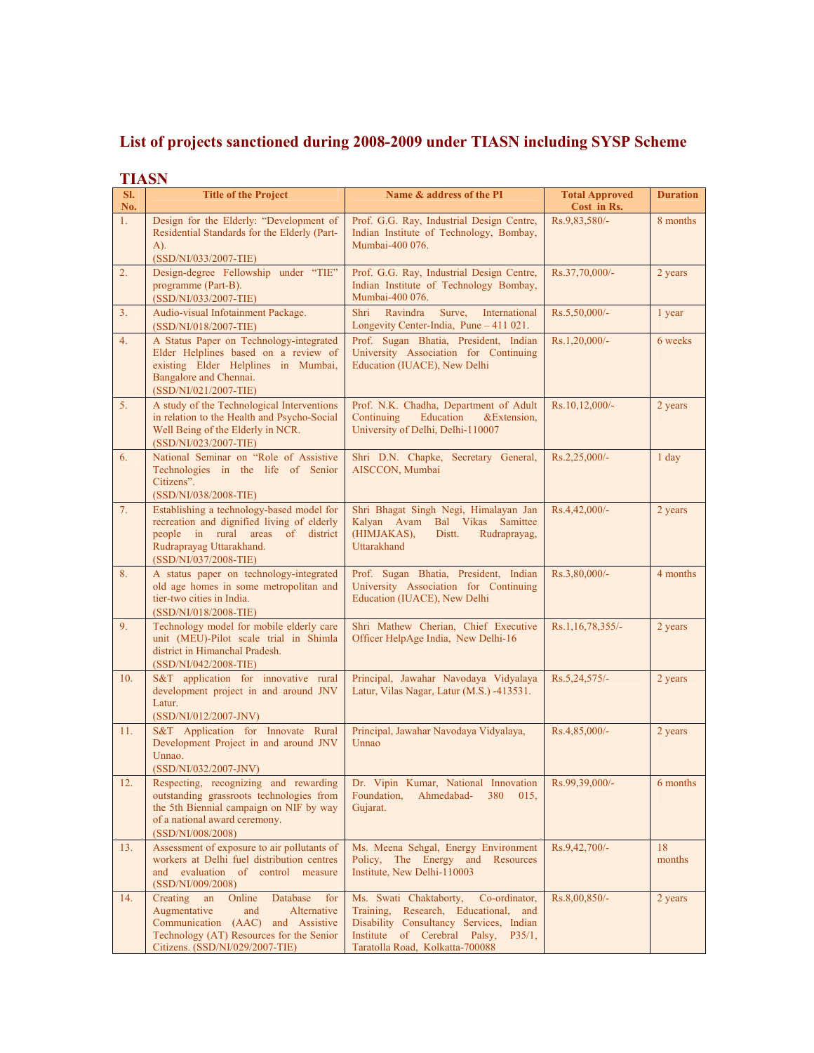# List of projects sanctioned during 2008-2009 under TIASN including SYSP Scheme

## TIASN

| Sl. No. | Title of the Project | Name & address of the PI | Total Approved Cost in Rs. | Duration |
|---|---|---|---|---|
| 1. | Design for the Elderly: "Development of Residential Standards for the Elderly (Part-A). (SSD/NI/033/2007-TIE) | Prof. G.G. Ray, Industrial Design Centre, Indian Institute of Technology, Bombay, Mumbai-400 076. | Rs.9,83,580/- | 8 months |
| 2. | Design-degree Fellowship under "TIE" programme (Part-B). (SSD/NI/033/2007-TIE) | Prof. G.G. Ray, Industrial Design Centre, Indian Institute of Technology Bombay, Mumbai-400 076. | Rs.37,70,000/- | 2 years |
| 3. | Audio-visual Infotainment Package. (SSD/NI/018/2007-TIE) | Shri Ravindra Surve, International Longevity Center-India, Pune – 411 021. | Rs.5,50,000/- | 1 year |
| 4. | A Status Paper on Technology-integrated Elder Helplines based on a review of existing Elder Helplines in Mumbai, Bangalore and Chennai. (SSD/NI/021/2007-TIE) | Prof. Sugan Bhatia, President, Indian University Association for Continuing Education (IUACE), New Delhi | Rs.1,20,000/- | 6 weeks |
| 5. | A study of the Technological Interventions in relation to the Health and Psycho-Social Well Being of the Elderly in NCR. (SSD/NI/023/2007-TIE) | Prof. N.K. Chadha, Department of Adult Continuing Education &Extension, University of Delhi, Delhi-110007 | Rs.10,12,000/- | 2 years |
| 6. | National Seminar on "Role of Assistive Technologies in the life of Senior Citizens". (SSD/NI/038/2008-TIE) | Shri D.N. Chapke, Secretary General, AISCCON, Mumbai | Rs.2,25,000/- | 1 day |
| 7. | Establishing a technology-based model for recreation and dignified living of elderly people in rural areas of district Rudraprayag Uttarakhand. (SSD/NI/037/2008-TIE) | Shri Bhagat Singh Negi, Himalayan Jan Kalyan Avam Bal Vikas Samittee (HIMJAKAS), Distt. Rudraprayag, Uttarakhand | Rs.4,42,000/- | 2 years |
| 8. | A status paper on technology-integrated old age homes in some metropolitan and tier-two cities in India. (SSD/NI/018/2008-TIE) | Prof. Sugan Bhatia, President, Indian University Association for Continuing Education (IUACE), New Delhi | Rs.3,80,000/- | 4 months |
| 9. | Technology model for mobile elderly care unit (MEU)-Pilot scale trial in Shimla district in Himanchal Pradesh. (SSD/NI/042/2008-TIE) | Shri Mathew Cherian, Chief Executive Officer HelpAge India, New Delhi-16 | Rs.1,16,78,355/- | 2 years |
| 10. | S&T application for innovative rural development project in and around JNV Latur. (SSD/NI/012/2007-JNV) | Principal, Jawahar Navodaya Vidyalaya Latur, Vilas Nagar, Latur (M.S.) -413531. | Rs.5,24,575/- | 2 years |
| 11. | S&T Application for Innovate Rural Development Project in and around JNV Unnao. (SSD/NI/032/2007-JNV) | Principal, Jawahar Navodaya Vidyalaya, Unnao | Rs.4,85,000/- | 2 years |
| 12. | Respecting, recognizing and rewarding outstanding grassroots technologies from the 5th Biennial campaign on NIF by way of a national award ceremony. (SSD/NI/008/2008) | Dr. Vipin Kumar, National Innovation Foundation, Ahmedabad- 380 015, Gujarat. | Rs.99,39,000/- | 6 months |
| 13. | Assessment of exposure to air pollutants of workers at Delhi fuel distribution centres and evaluation of control measure (SSD/NI/009/2008) | Ms. Meena Sehgal, Energy Environment Policy, The Energy and Resources Institute, New Delhi-110003 | Rs.9,42,700/- | 18 months |
| 14. | Creating an Online Database for Augmentative and Alternative Communication (AAC) and Assistive Technology (AT) Resources for the Senior Citizens. (SSD/NI/029/2007-TIE) | Ms. Swati Chaktaborty, Co-ordinator, Training, Research, Educational, and Disability Consultancy Services, Indian Institute of Cerebral Palsy, P35/1, Taratolla Road, Kolkatta-700088 | Rs.8,00,850/- | 2 years |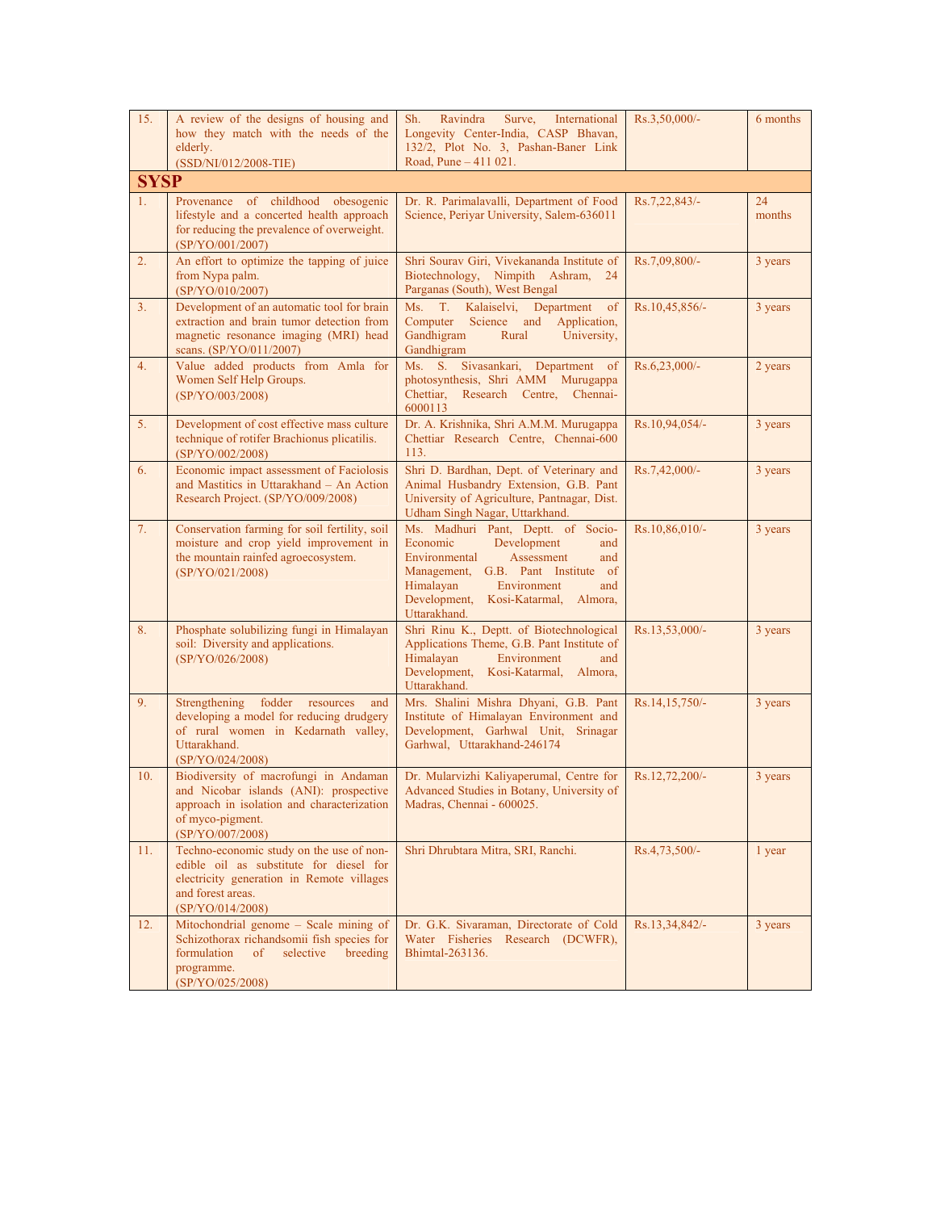| | | | | |
|---|---|---|---|---|
| 15. | A review of the designs of housing and how they match with the needs of the elderly. (SSD/NI/012/2008-TIE) | Sh. Ravindra Surve, International Longevity Center-India, CASP Bhavan, 132/2, Plot No. 3, Pashan-Baner Link Road, Pune – 411 021. | Rs.3,50,000/- | 6 months |
| **SYSP** | | | | |
| 1. | Provenance of childhood obesogenic lifestyle and a concerted health approach for reducing the prevalence of overweight. (SP/YO/001/2007) | Dr. R. Parimalavalli, Department of Food Science, Periyar University, Salem-636011 | Rs.7,22,843/- | 24 months |
| 2. | An effort to optimize the tapping of juice from Nypa palm. (SP/YO/010/2007) | Shri Sourav Giri, Vivekananda Institute of Biotechnology, Nimpith Ashram, 24 Parganas (South), West Bengal | Rs.7,09,800/- | 3 years |
| 3. | Development of an automatic tool for brain extraction and brain tumor detection from magnetic resonance imaging (MRI) head scans. (SP/YO/011/2007) | Ms. T. Kalaiselvi, Department of Computer Science and Application, Gandhigram Rural University, Gandhigram | Rs.10,45,856/- | 3 years |
| 4. | Value added products from Amla for Women Self Help Groups. (SP/YO/003/2008) | Ms. S. Sivasankari, Department of photosynthesis, Shri AMM Murugappa Chettiar, Research Centre, Chennai-6000113 | Rs.6,23,000/- | 2 years |
| 5. | Development of cost effective mass culture technique of rotifer Brachionus plicatilis. (SP/YO/002/2008) | Dr. A. Krishnika, Shri A.M.M. Murugappa Chettiar Research Centre, Chennai-600 113. | Rs.10,94,054/- | 3 years |
| 6. | Economic impact assessment of Faciolosis and Mastitics in Uttarakhand – An Action Research Project. (SP/YO/009/2008) | Shri D. Bardhan, Dept. of Veterinary and Animal Husbandry Extension, G.B. Pant University of Agriculture, Pantnagar, Dist. Udham Singh Nagar, Uttarkhand. | Rs.7,42,000/- | 3 years |
| 7. | Conservation farming for soil fertility, soil moisture and crop yield improvement in the mountain rainfed agroecosystem. (SP/YO/021/2008) | Ms. Madhuri Pant, Deptt. of Socio-Economic Development and Environmental Assessment and Management, G.B. Pant Institute of Himalayan Environment and Development, Kosi-Katarmal, Almora, Uttarakhand. | Rs.10,86,010/- | 3 years |
| 8. | Phosphate solubilizing fungi in Himalayan soil: Diversity and applications. (SP/YO/026/2008) | Shri Rinu K., Deptt. of Biotechnological Applications Theme, G.B. Pant Institute of Himalayan Environment and Development, Kosi-Katarmal, Almora, Uttarakhand. | Rs.13,53,000/- | 3 years |
| 9. | Strengthening fodder resources and developing a model for reducing drudgery of rural women in Kedarnath valley, Uttarakhand. (SP/YO/024/2008) | Mrs. Shalini Mishra Dhyani, G.B. Pant Institute of Himalayan Environment and Development, Garhwal Unit, Srinagar Garhwal, Uttarakhand-246174 | Rs.14,15,750/- | 3 years |
| 10. | Biodiversity of macrofungi in Andaman and Nicobar islands (ANI): prospective approach in isolation and characterization of myco-pigment. (SP/YO/007/2008) | Dr. Mularvizhi Kaliyaperumal, Centre for Advanced Studies in Botany, University of Madras, Chennai - 600025. | Rs.12,72,200/- | 3 years |
| 11. | Techno-economic study on the use of non-edible oil as substitute for diesel for electricity generation in Remote villages and forest areas. (SP/YO/014/2008) | Shri Dhrubtara Mitra, SRI, Ranchi. | Rs.4,73,500/- | 1 year |
| 12. | Mitochondrial genome – Scale mining of Schizothorax richandsomii fish species for formulation of selective breeding programme. (SP/YO/025/2008) | Dr. G.K. Sivaraman, Directorate of Cold Water Fisheries Research (DCWFR), Bhimtal-263136. | Rs.13,34,842/- | 3 years |